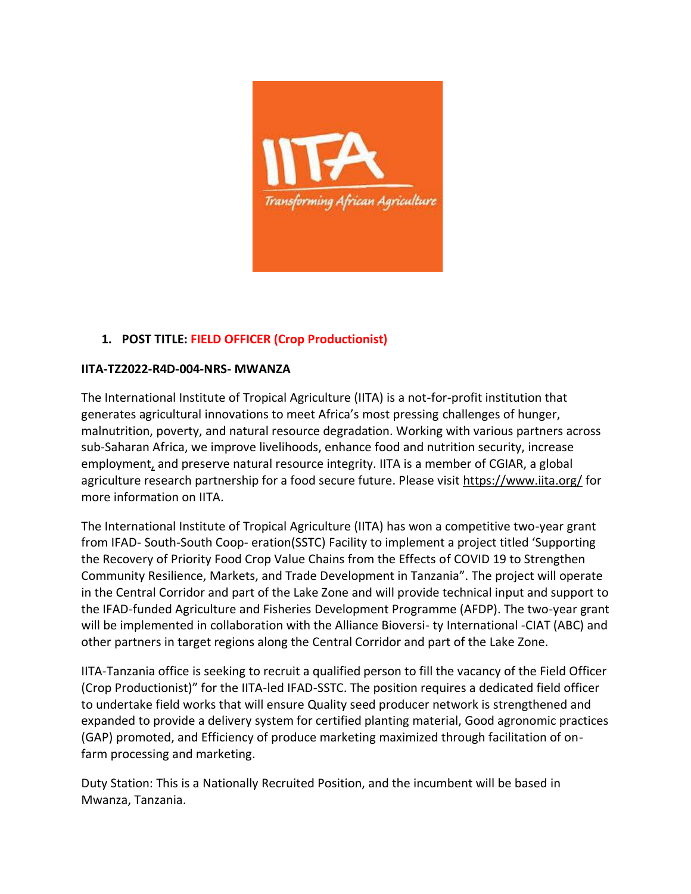## 1. POST TITLE: FIELD OFFICER (Crop Productionist)

**IITA-TZ2022-R4D-004-NRS- MWANZA**

The International Institute of Tropical Agriculture (IITA) is a not-for-profit institution that generates agricultural innovations to meet Africa's most pressing challenges of hunger, malnutrition, poverty, and natural resource degradation. Working with various partners across sub-Saharan Africa, we improve livelihoods, enhance food and nutrition security, increase employment, and preserve natural resource integrity. IITA is a member of CGIAR, a global agriculture research partnership for a food secure future. Please visit https://www.iita.org/ for more information on IITA.

The International Institute of Tropical Agriculture (IITA) has won a competitive two-year grant from IFAD- South-South Coop- eration(SSTC) Facility to implement a project titled 'Supporting the Recovery of Priority Food Crop Value Chains from the Effects of COVID 19 to Strengthen Community Resilience, Markets, and Trade Development in Tanzania". The project will operate in the Central Corridor and part of the Lake Zone and will provide technical input and support to the IFAD-funded Agriculture and Fisheries Development Programme (AFDP). The two-year grant will be implemented in collaboration with the Alliance Bioversi- ty International -CIAT (ABC) and other partners in target regions along the Central Corridor and part of the Lake Zone.

IITA-Tanzania office is seeking to recruit a qualified person to fill the vacancy of the Field Officer (Crop Productionist)" for the IITA-led IFAD-SSTC. The position requires a dedicated field officer to undertake field works that will ensure Quality seed producer network is strengthened and expanded to provide a delivery system for certified planting material, Good agronomic practices (GAP) promoted, and Efficiency of produce marketing maximized through facilitation of on-farm processing and marketing.

Duty Station: This is a Nationally Recruited Position, and the incumbent will be based in Mwanza, Tanzania.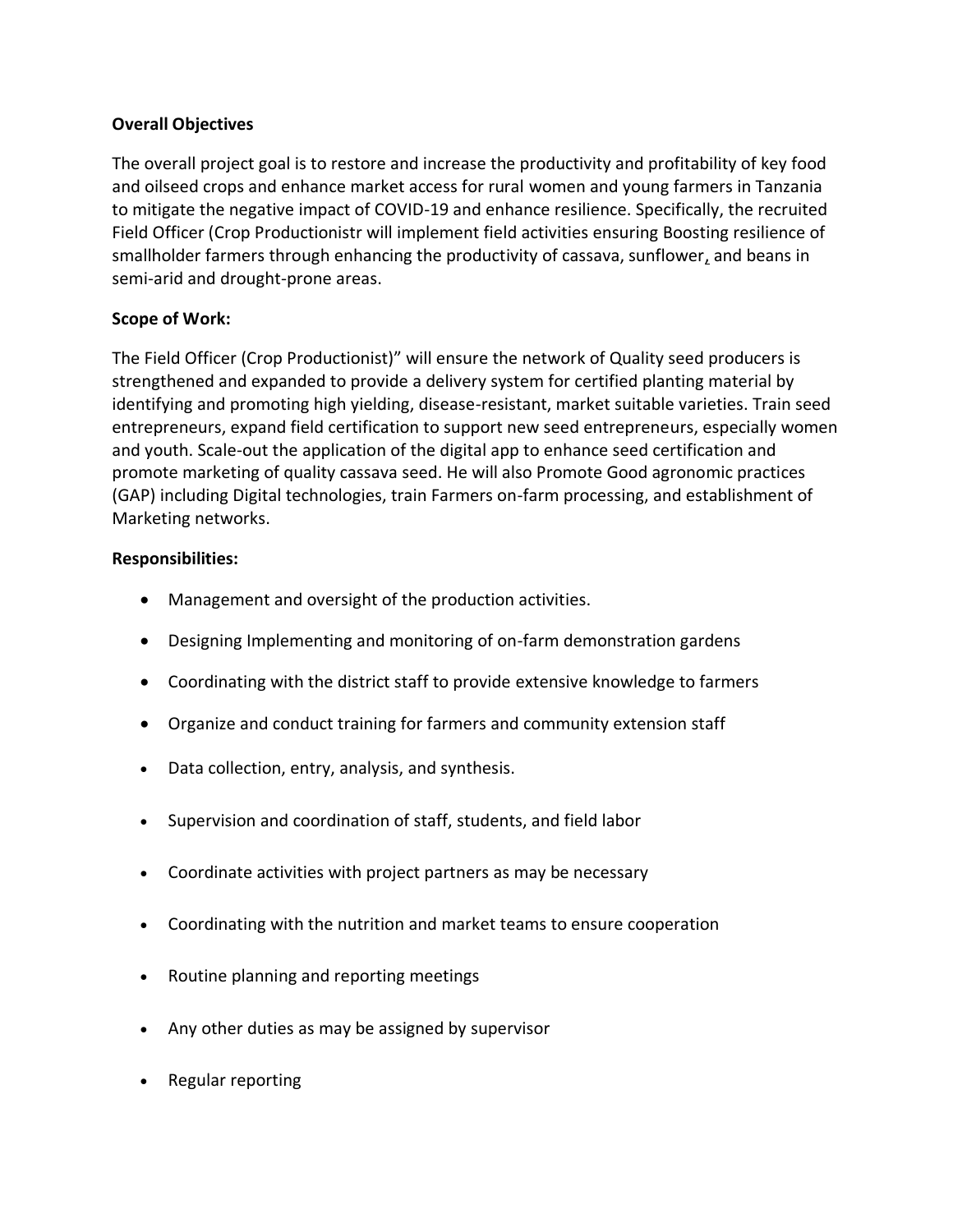**Overall Objectives**

The overall project goal is to restore and increase the productivity and profitability of key food and oilseed crops and enhance market access for rural women and young farmers in Tanzania to mitigate the negative impact of COVID-19 and enhance resilience. Specifically, the recruited Field Officer (Crop Productionistr will implement field activities ensuring Boosting resilience of smallholder farmers through enhancing the productivity of cassava, sunflower, and beans in semi-arid and drought-prone areas.

**Scope of Work:**

The Field Officer (Crop Productionist)" will ensure the network of Quality seed producers is strengthened and expanded to provide a delivery system for certified planting material by identifying and promoting high yielding, disease-resistant, market suitable varieties. Train seed entrepreneurs, expand field certification to support new seed entrepreneurs, especially women and youth. Scale-out the application of the digital app to enhance seed certification and promote marketing of quality cassava seed. He will also Promote Good agronomic practices (GAP) including Digital technologies, train Farmers on-farm processing, and establishment of Marketing networks.

**Responsibilities:**

- Management and oversight of the production activities.
- Designing Implementing and monitoring of on-farm demonstration gardens
- Coordinating with the district staff to provide extensive knowledge to farmers
- Organize and conduct training for farmers and community extension staff
- Data collection, entry, analysis, and synthesis.
- Supervision and coordination of staff, students, and field labor
- Coordinate activities with project partners as may be necessary
- Coordinating with the nutrition and market teams to ensure cooperation
- Routine planning and reporting meetings
- Any other duties as may be assigned by supervisor
- Regular reporting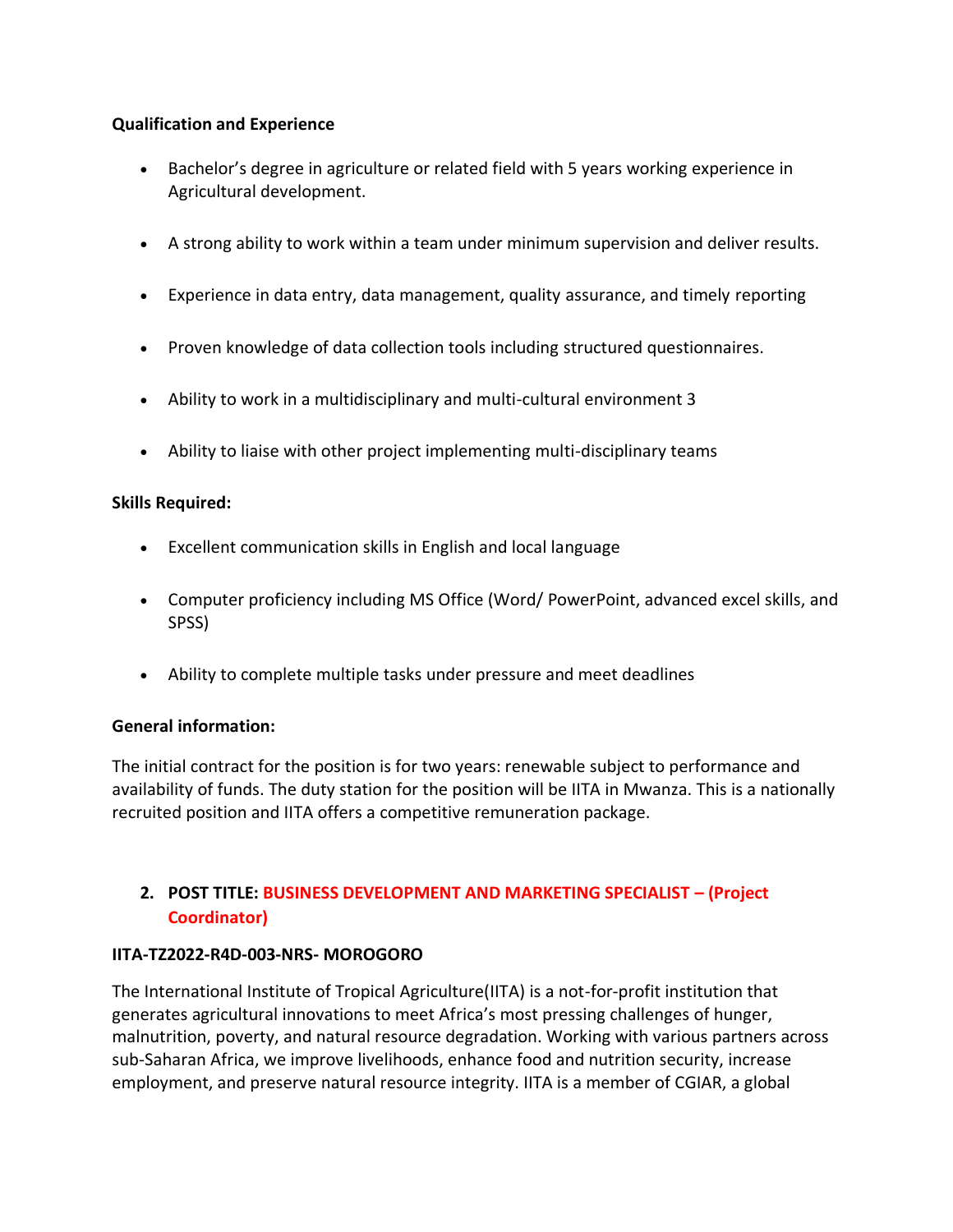**Qualification and Experience**

- Bachelor's degree in agriculture or related field with 5 years working experience in Agricultural development.
- A strong ability to work within a team under minimum supervision and deliver results.
- Experience in data entry, data management, quality assurance, and timely reporting
- Proven knowledge of data collection tools including structured questionnaires.
- Ability to work in a multidisciplinary and multi-cultural environment 3
- Ability to liaise with other project implementing multi-disciplinary teams

**Skills Required:**

- Excellent communication skills in English and local language
- Computer proficiency including MS Office (Word/ PowerPoint, advanced excel skills, and SPSS)
- Ability to complete multiple tasks under pressure and meet deadlines

**General information:**

The initial contract for the position is for two years: renewable subject to performance and availability of funds. The duty station for the position will be IITA in Mwanza. This is a nationally recruited position and IITA offers a competitive remuneration package.

## 2. POST TITLE: BUSINESS DEVELOPMENT AND MARKETING SPECIALIST – (Project Coordinator)

**IITA-TZ2022-R4D-003-NRS- MOROGORO**

The International Institute of Tropical Agriculture(IITA) is a not-for-profit institution that generates agricultural innovations to meet Africa's most pressing challenges of hunger, malnutrition, poverty, and natural resource degradation. Working with various partners across sub-Saharan Africa, we improve livelihoods, enhance food and nutrition security, increase employment, and preserve natural resource integrity. IITA is a member of CGIAR, a global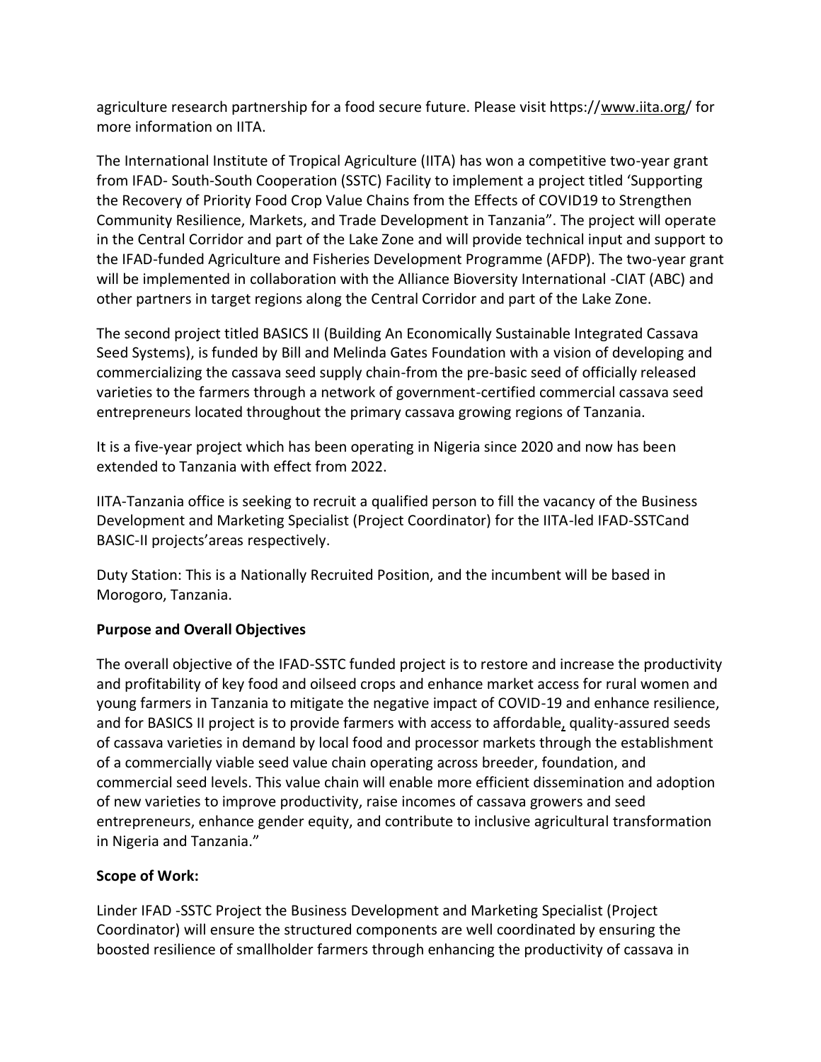agriculture research partnership for a food secure future. Please visit https://www.iita.org/ for more information on IITA.

The International Institute of Tropical Agriculture (IITA) has won a competitive two-year grant from IFAD- South-South Cooperation (SSTC) Facility to implement a project titled 'Supporting the Recovery of Priority Food Crop Value Chains from the Effects of COVID19 to Strengthen Community Resilience, Markets, and Trade Development in Tanzania". The project will operate in the Central Corridor and part of the Lake Zone and will provide technical input and support to the IFAD-funded Agriculture and Fisheries Development Programme (AFDP). The two-year grant will be implemented in collaboration with the Alliance Bioversity International -CIAT (ABC) and other partners in target regions along the Central Corridor and part of the Lake Zone.

The second project titled BASICS II (Building An Economically Sustainable Integrated Cassava Seed Systems), is funded by Bill and Melinda Gates Foundation with a vision of developing and commercializing the cassava seed supply chain-from the pre-basic seed of officially released varieties to the farmers through a network of government-certified commercial cassava seed entrepreneurs located throughout the primary cassava growing regions of Tanzania.

It is a five-year project which has been operating in Nigeria since 2020 and now has been extended to Tanzania with effect from 2022.

IITA-Tanzania office is seeking to recruit a qualified person to fill the vacancy of the Business Development and Marketing Specialist (Project Coordinator) for the IITA-led IFAD-SSTCand BASIC-II projects'areas respectively.

Duty Station: This is a Nationally Recruited Position, and the incumbent will be based in Morogoro, Tanzania.

**Purpose and Overall Objectives**

The overall objective of the IFAD-SSTC funded project is to restore and increase the productivity and profitability of key food and oilseed crops and enhance market access for rural women and young farmers in Tanzania to mitigate the negative impact of COVID-19 and enhance resilience, and for BASICS II project is to provide farmers with access to affordable, quality-assured seeds of cassava varieties in demand by local food and processor markets through the establishment of a commercially viable seed value chain operating across breeder, foundation, and commercial seed levels. This value chain will enable more efficient dissemination and adoption of new varieties to improve productivity, raise incomes of cassava growers and seed entrepreneurs, enhance gender equity, and contribute to inclusive agricultural transformation in Nigeria and Tanzania."

**Scope of Work:**

Linder IFAD -SSTC Project the Business Development and Marketing Specialist (Project Coordinator) will ensure the structured components are well coordinated by ensuring the boosted resilience of smallholder farmers through enhancing the productivity of cassava in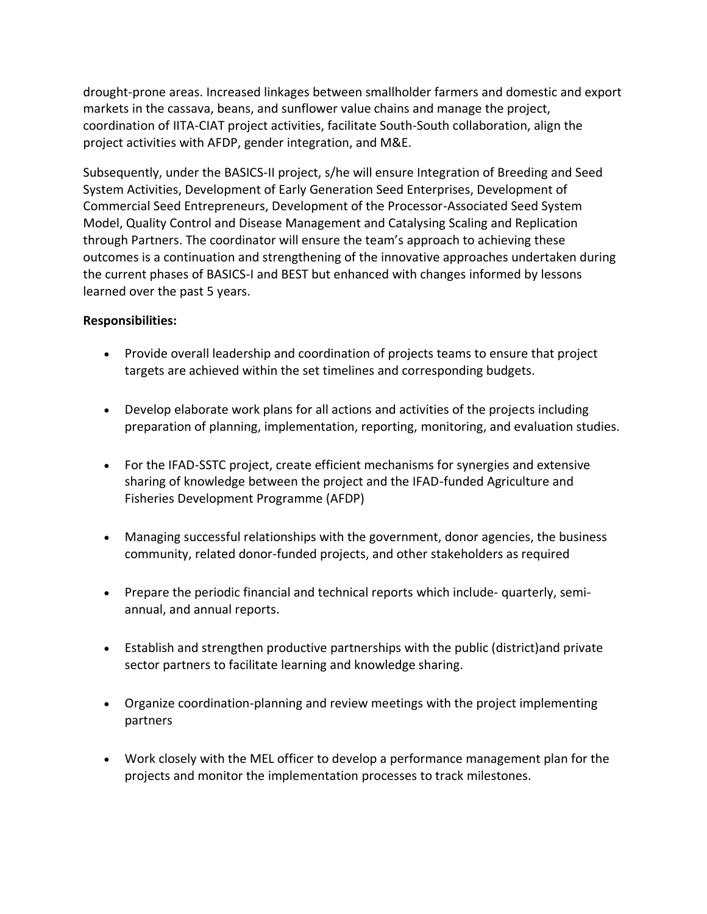drought-prone areas. Increased linkages between smallholder farmers and domestic and export markets in the cassava, beans, and sunflower value chains and manage the project, coordination of IITA-CIAT project activities, facilitate South-South collaboration, align the project activities with AFDP, gender integration, and M&E.

Subsequently, under the BASICS-II project, s/he will ensure Integration of Breeding and Seed System Activities, Development of Early Generation Seed Enterprises, Development of Commercial Seed Entrepreneurs, Development of the Processor-Associated Seed System Model, Quality Control and Disease Management and Catalysing Scaling and Replication through Partners. The coordinator will ensure the team's approach to achieving these outcomes is a continuation and strengthening of the innovative approaches undertaken during the current phases of BASICS-I and BEST but enhanced with changes informed by lessons learned over the past 5 years.

**Responsibilities:**

- Provide overall leadership and coordination of projects teams to ensure that project targets are achieved within the set timelines and corresponding budgets.
- Develop elaborate work plans for all actions and activities of the projects including preparation of planning, implementation, reporting, monitoring, and evaluation studies.
- For the IFAD-SSTC project, create efficient mechanisms for synergies and extensive sharing of knowledge between the project and the IFAD-funded Agriculture and Fisheries Development Programme (AFDP)
- Managing successful relationships with the government, donor agencies, the business community, related donor-funded projects, and other stakeholders as required
- Prepare the periodic financial and technical reports which include- quarterly, semi-annual, and annual reports.
- Establish and strengthen productive partnerships with the public (district)and private sector partners to facilitate learning and knowledge sharing.
- Organize coordination-planning and review meetings with the project implementing partners
- Work closely with the MEL officer to develop a performance management plan for the projects and monitor the implementation processes to track milestones.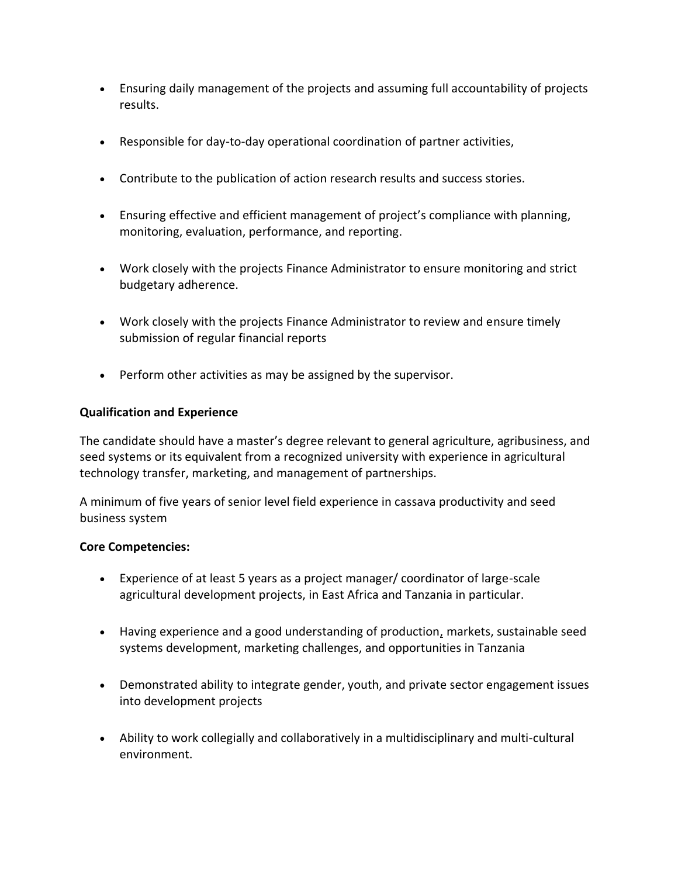- Ensuring daily management of the projects and assuming full accountability of projects results.

- Responsible for day-to-day operational coordination of partner activities,

- Contribute to the publication of action research results and success stories.

- Ensuring effective and efficient management of project's compliance with planning, monitoring, evaluation, performance, and reporting.

- Work closely with the projects Finance Administrator to ensure monitoring and strict budgetary adherence.

- Work closely with the projects Finance Administrator to review and ensure timely submission of regular financial reports

- Perform other activities as may be assigned by the supervisor.

**Qualification and Experience**

The candidate should have a master's degree relevant to general agriculture, agribusiness, and seed systems or its equivalent from a recognized university with experience in agricultural technology transfer, marketing, and management of partnerships.

A minimum of five years of senior level field experience in cassava productivity and seed business system

**Core Competencies:**

- Experience of at least 5 years as a project manager/ coordinator of large-scale agricultural development projects, in East Africa and Tanzania in particular.

- Having experience and a good understanding of production, markets, sustainable seed systems development, marketing challenges, and opportunities in Tanzania

- Demonstrated ability to integrate gender, youth, and private sector engagement issues into development projects

- Ability to work collegially and collaboratively in a multidisciplinary and multi-cultural environment.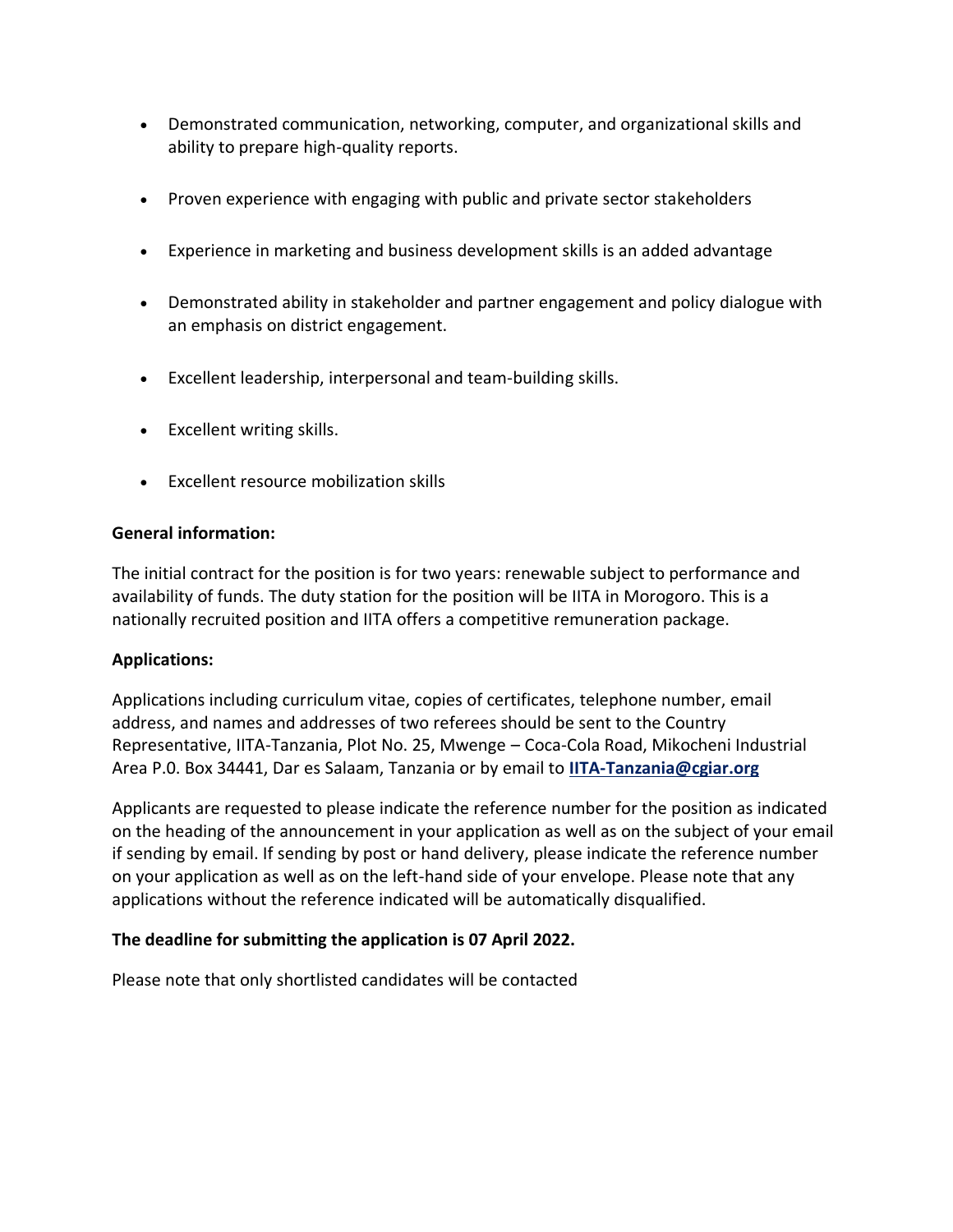- Demonstrated communication, networking, computer, and organizational skills and ability to prepare high-quality reports.
- Proven experience with engaging with public and private sector stakeholders
- Experience in marketing and business development skills is an added advantage
- Demonstrated ability in stakeholder and partner engagement and policy dialogue with an emphasis on district engagement.
- Excellent leadership, interpersonal and team-building skills.
- Excellent writing skills.
- Excellent resource mobilization skills

**General information:**

The initial contract for the position is for two years: renewable subject to performance and availability of funds. The duty station for the position will be IITA in Morogoro. This is a nationally recruited position and IITA offers a competitive remuneration package.

**Applications:**

Applications including curriculum vitae, copies of certificates, telephone number, email address, and names and addresses of two referees should be sent to the Country Representative, IITA-Tanzania, Plot No. 25, Mwenge – Coca-Cola Road, Mikocheni Industrial Area P.0. Box 34441, Dar es Salaam, Tanzania or by email to **IITA-Tanzania@cgiar.org**

Applicants are requested to please indicate the reference number for the position as indicated on the heading of the announcement in your application as well as on the subject of your email if sending by email. If sending by post or hand delivery, please indicate the reference number on your application as well as on the left-hand side of your envelope. Please note that any applications without the reference indicated will be automatically disqualified.

**The deadline for submitting the application is 07 April 2022.**

Please note that only shortlisted candidates will be contacted